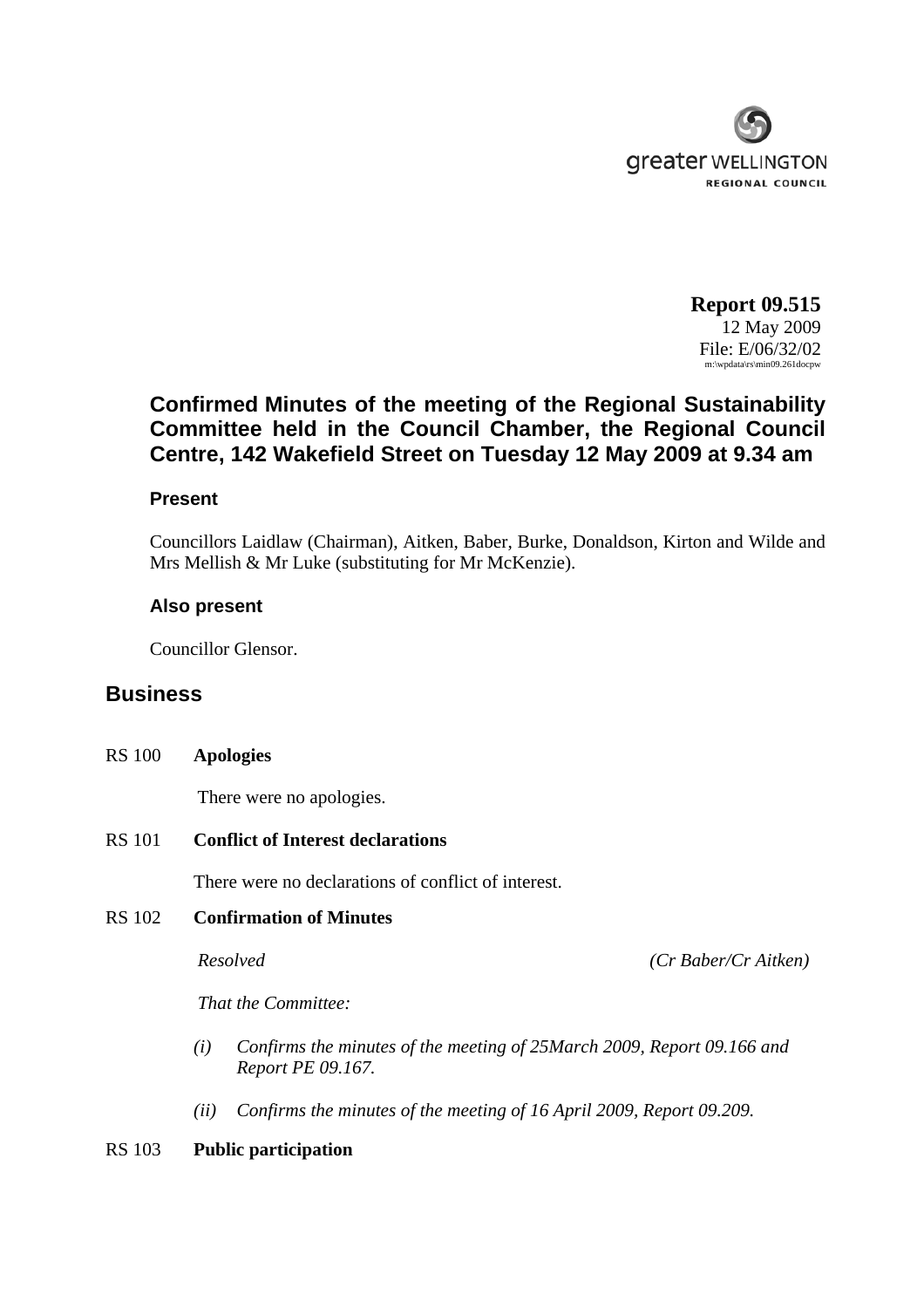**Report 09.515**
12 May 2009
File: E/06/32/02
m:\wpdata\rs\min09.261docpw

## Confirmed Minutes of the meeting of the Regional Sustainability Committee held in the Council Chamber, the Regional Council Centre, 142 Wakefield Street on Tuesday 12 May 2009 at 9.34 am

### Present

Councillors Laidlaw (Chairman), Aitken, Baber, Burke, Donaldson, Kirton and Wilde and Mrs Mellish & Mr Luke (substituting for Mr McKenzie).

### Also present

Councillor Glensor.

## Business

RS 100 **Apologies**

There were no apologies.

RS 101 **Conflict of Interest declarations**

There were no declarations of conflict of interest.

RS 102 **Confirmation of Minutes**

*Resolved* *(Cr Baber/Cr Aitken)*

*That the Committee:*

*(i) Confirms the minutes of the meeting of 25March 2009, Report 09.166 and Report PE 09.167.*

*(ii) Confirms the minutes of the meeting of 16 April 2009, Report 09.209.*

RS 103 **Public participation**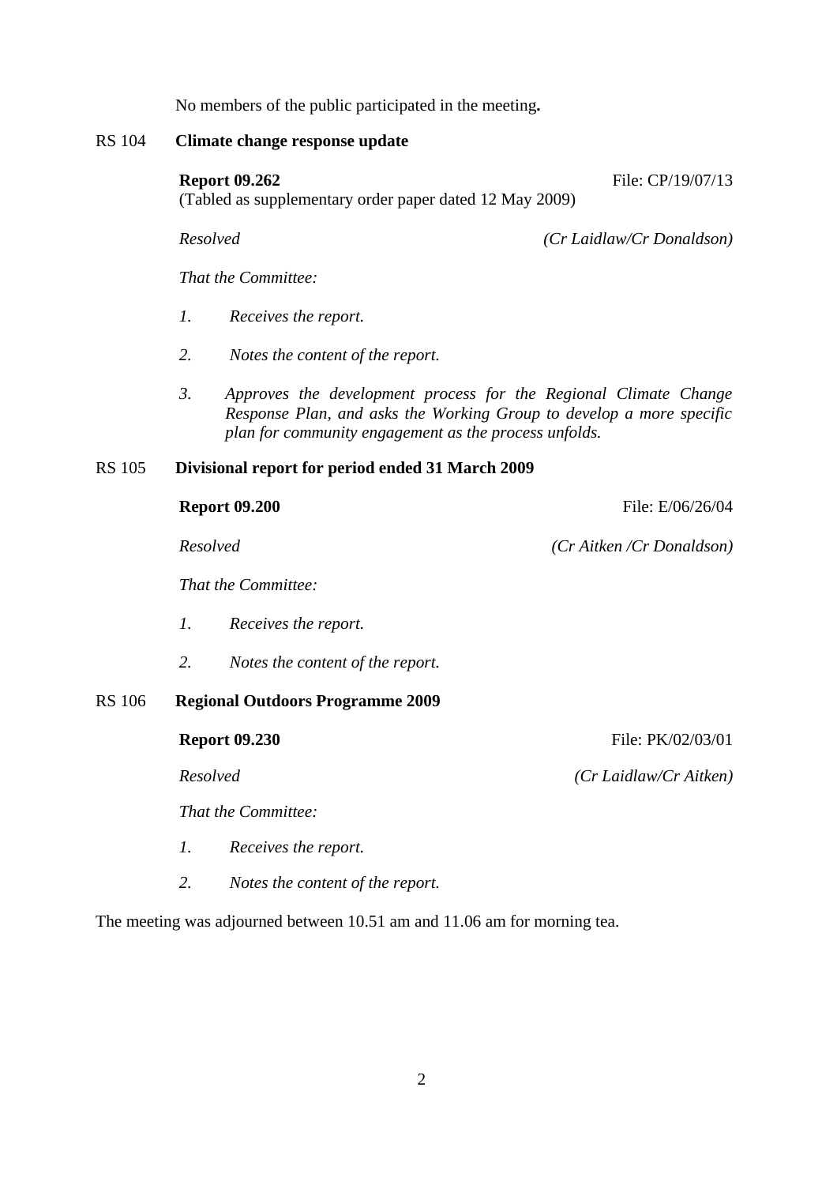No members of the public participated in the meeting**.**

**RS 104 Climate change response update**

**Report 09.262** File: CP/19/07/13
(Tabled as supplementary order paper dated 12 May 2009)

*Resolved* *(Cr Laidlaw/Cr Donaldson)*

*That the Committee:*

*1. Receives the report.*

*2. Notes the content of the report.*

*3. Approves the development process for the Regional Climate Change Response Plan, and asks the Working Group to develop a more specific plan for community engagement as the process unfolds.*

**RS 105 Divisional report for period ended 31 March 2009**

**Report 09.200** File: E/06/26/04

*Resolved* *(Cr Aitken /Cr Donaldson)*

*That the Committee:*

*1. Receives the report.*

*2. Notes the content of the report.*

**RS 106 Regional Outdoors Programme 2009**

**Report 09.230** File: PK/02/03/01

*Resolved* *(Cr Laidlaw/Cr Aitken)*

*That the Committee:*

*1. Receives the report.*

*2. Notes the content of the report.*

The meeting was adjourned between 10.51 am and 11.06 am for morning tea.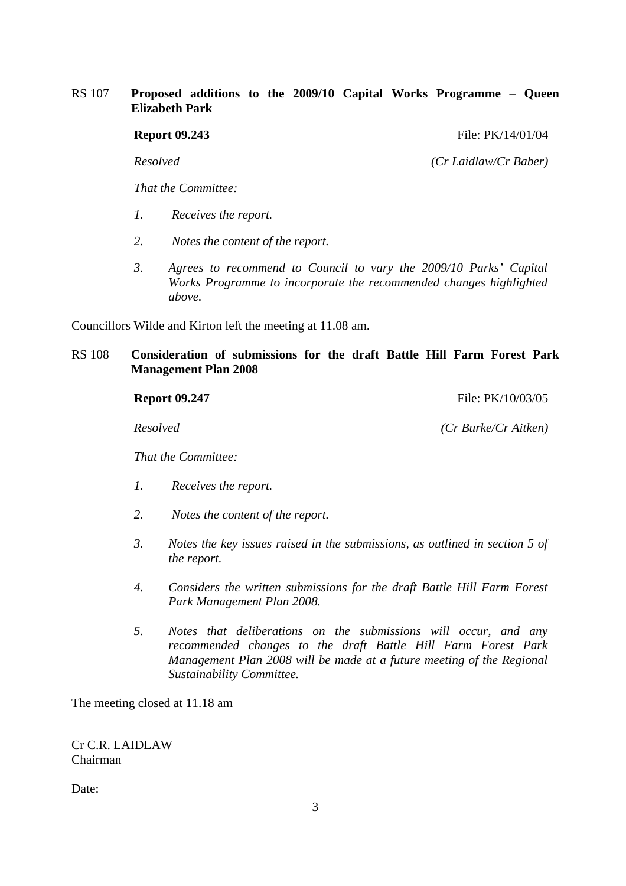RS 107 **Proposed additions to the 2009/10 Capital Works Programme – Queen Elizabeth Park**

**Report 09.243** File: PK/14/01/04

*Resolved* *(Cr Laidlaw/Cr Baber)*

*That the Committee:*

1. *Receives the report.*
2. *Notes the content of the report.*
3. *Agrees to recommend to Council to vary the 2009/10 Parks' Capital Works Programme to incorporate the recommended changes highlighted above.*

Councillors Wilde and Kirton left the meeting at 11.08 am.

RS 108 **Consideration of submissions for the draft Battle Hill Farm Forest Park Management Plan 2008**

**Report 09.247** File: PK/10/03/05

*Resolved* *(Cr Burke/Cr Aitken)*

*That the Committee:*

1. *Receives the report.*
2. *Notes the content of the report.*
3. *Notes the key issues raised in the submissions, as outlined in section 5 of the report.*
4. *Considers the written submissions for the draft Battle Hill Farm Forest Park Management Plan 2008.*
5. *Notes that deliberations on the submissions will occur, and any recommended changes to the draft Battle Hill Farm Forest Park Management Plan 2008 will be made at a future meeting of the Regional Sustainability Committee.*

The meeting closed at 11.18 am

Cr C.R. LAIDLAW
Chairman

Date: